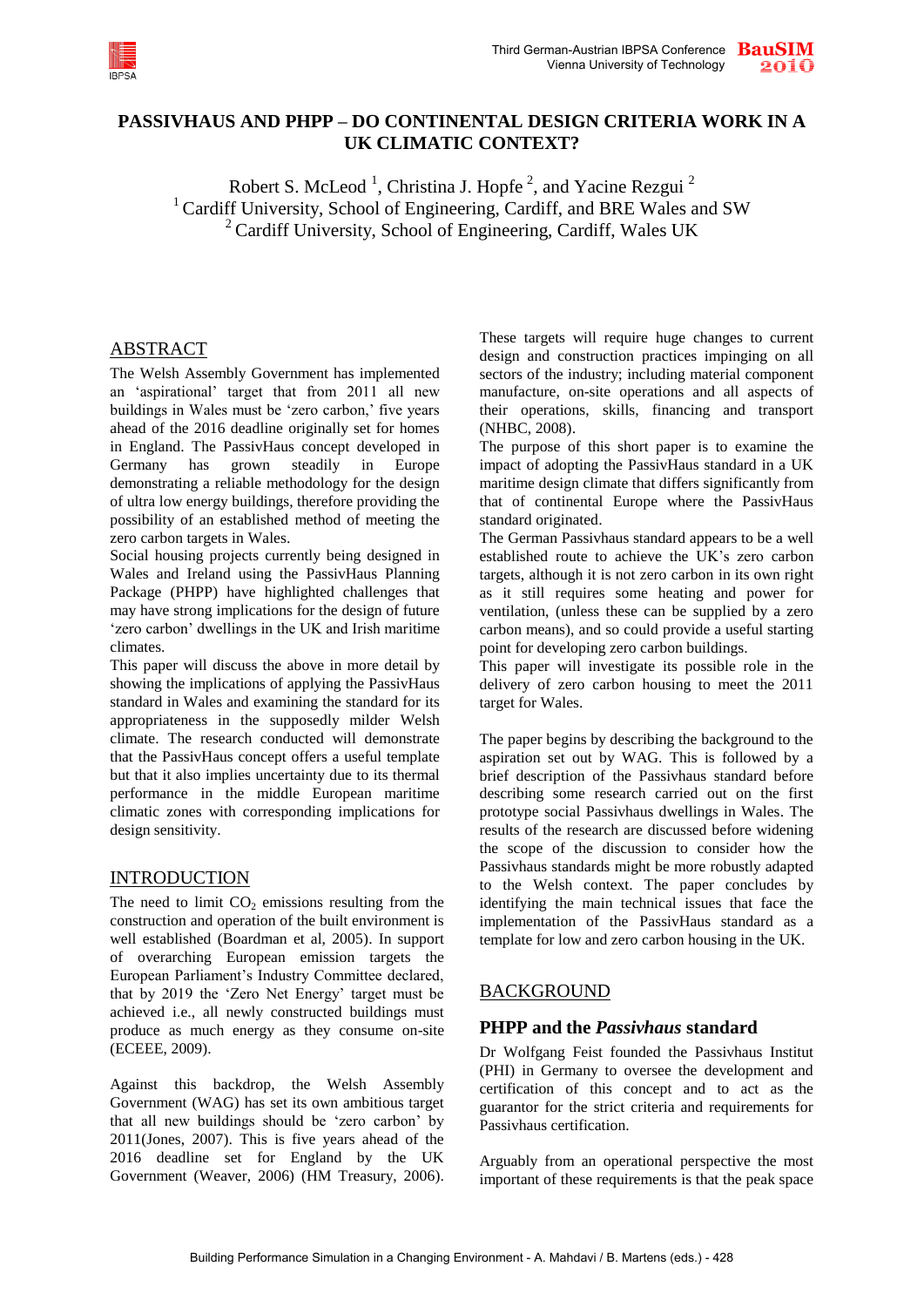# PASSIVHAUS AND PHPP – DO CONTINENTAL DESIGN CRITERIA WORK IN A UK CLIMATIC CONTEXT?

Robert S. McLeod [1], Christina J. Hopfe [2], and Yacine Rezgui [2]
[1] Cardiff University, School of Engineering, Cardiff, and BRE Wales and SW
[2] Cardiff University, School of Engineering, Cardiff, Wales UK

## ABSTRACT

The Welsh Assembly Government has implemented an 'aspirational' target that from 2011 all new buildings in Wales must be 'zero carbon,' five years ahead of the 2016 deadline originally set for homes in England. The PassivHaus concept developed in Germany has grown steadily in Europe demonstrating a reliable methodology for the design of ultra low energy buildings, therefore providing the possibility of an established method of meeting the zero carbon targets in Wales.

Social housing projects currently being designed in Wales and Ireland using the PassivHaus Planning Package (PHPP) have highlighted challenges that may have strong implications for the design of future 'zero carbon' dwellings in the UK and Irish maritime climates.

This paper will discuss the above in more detail by showing the implications of applying the PassivHaus standard in Wales and examining the standard for its appropriateness in the supposedly milder Welsh climate. The research conducted will demonstrate that the PassivHaus concept offers a useful template but that it also implies uncertainty due to its thermal performance in the middle European maritime climatic zones with corresponding implications for design sensitivity.

## INTRODUCTION

The need to limit $CO_2$ emissions resulting from the construction and operation of the built environment is well established (Boardman et al, 2005). In support of overarching European emission targets the European Parliament's Industry Committee declared, that by 2019 the 'Zero Net Energy' target must be achieved i.e., all newly constructed buildings must produce as much energy as they consume on-site (ECEEE, 2009).

Against this backdrop, the Welsh Assembly Government (WAG) has set its own ambitious target that all new buildings should be 'zero carbon' by 2011(Jones, 2007). This is five years ahead of the 2016 deadline set for England by the UK Government (Weaver, 2006) (HM Treasury, 2006). These targets will require huge changes to current design and construction practices impinging on all sectors of the industry; including material component manufacture, on-site operations and all aspects of their operations, skills, financing and transport (NHBC, 2008).

The purpose of this short paper is to examine the impact of adopting the PassivHaus standard in a UK maritime design climate that differs significantly from that of continental Europe where the PassivHaus standard originated.

The German Passivhaus standard appears to be a well established route to achieve the UK's zero carbon targets, although it is not zero carbon in its own right as it still requires some heating and power for ventilation, (unless these can be supplied by a zero carbon means), and so could provide a useful starting point for developing zero carbon buildings.

This paper will investigate its possible role in the delivery of zero carbon housing to meet the 2011 target for Wales.

The paper begins by describing the background to the aspiration set out by WAG. This is followed by a brief description of the Passivhaus standard before describing some research carried out on the first prototype social Passivhaus dwellings in Wales. The results of the research are discussed before widening the scope of the discussion to consider how the Passivhaus standards might be more robustly adapted to the Welsh context. The paper concludes by identifying the main technical issues that face the implementation of the PassivHaus standard as a template for low and zero carbon housing in the UK.

## BACKGROUND

### PHPP and the *Passivhaus* standard

Dr Wolfgang Feist founded the Passivhaus Institut (PHI) in Germany to oversee the development and certification of this concept and to act as the guarantor for the strict criteria and requirements for Passivhaus certification.

Arguably from an operational perspective the most important of these requirements is that the peak space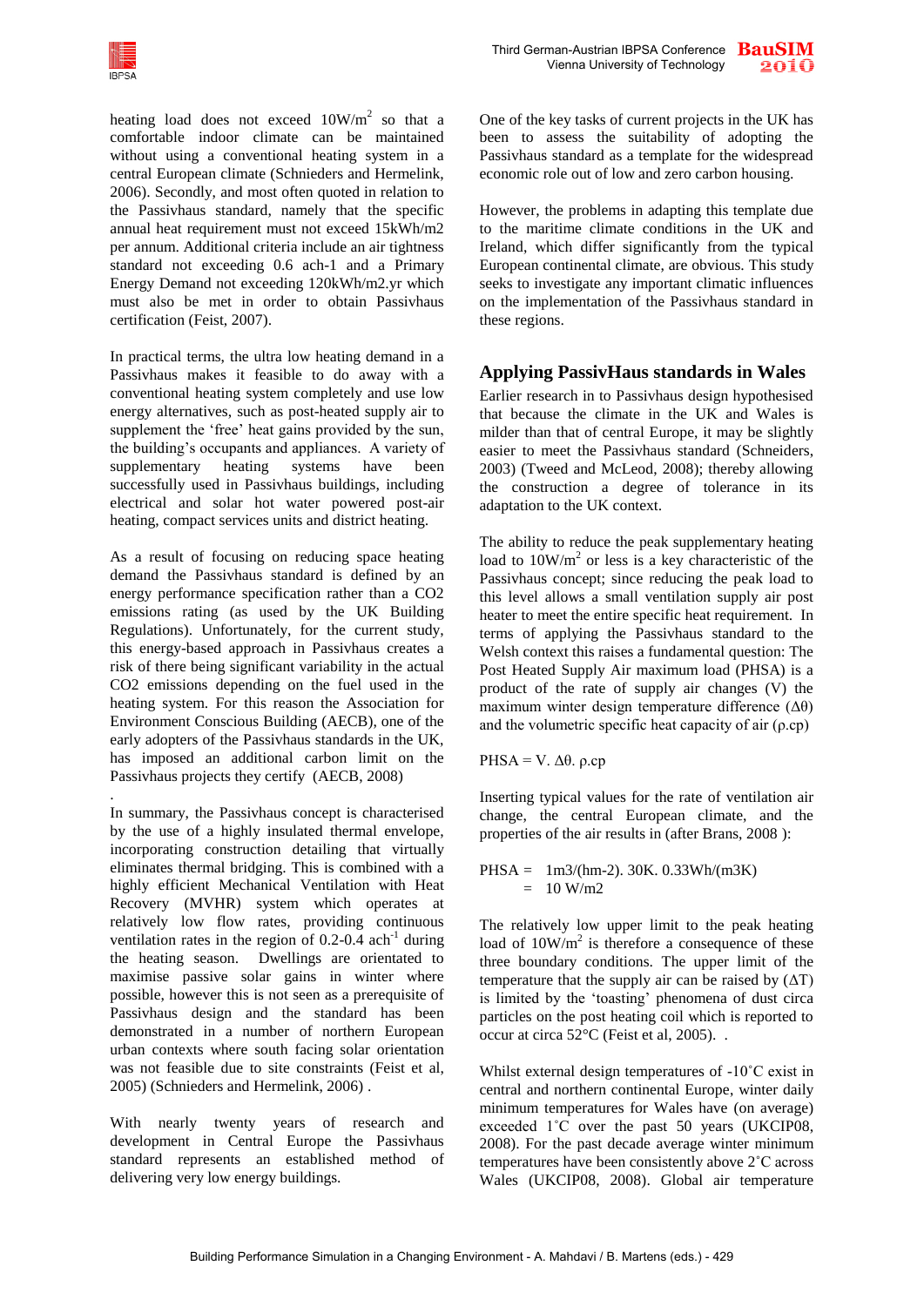heating load does not exceed $10W/m^2$ so that a comfortable indoor climate can be maintained without using a conventional heating system in a central European climate (Schnieders and Hermelink, 2006). Secondly, and most often quoted in relation to the Passivhaus standard, namely that the specific annual heat requirement must not exceed 15kWh/m2 per annum. Additional criteria include an air tightness standard not exceeding 0.6 ach-1 and a Primary Energy Demand not exceeding 120kWh/m2.yr which must also be met in order to obtain Passivhaus certification (Feist, 2007).

In practical terms, the ultra low heating demand in a Passivhaus makes it feasible to do away with a conventional heating system completely and use low energy alternatives, such as post-heated supply air to supplement the 'free' heat gains provided by the sun, the building's occupants and appliances. A variety of supplementary heating systems have been successfully used in Passivhaus buildings, including electrical and solar hot water powered post-air heating, compact services units and district heating.

As a result of focusing on reducing space heating demand the Passivhaus standard is defined by an energy performance specification rather than a $CO_2$ emissions rating (as used by the UK Building Regulations). Unfortunately, for the current study, this energy-based approach in Passivhaus creates a risk of there being significant variability in the actual $CO_2$ emissions depending on the fuel used in the heating system. For this reason the Association for Environment Conscious Building (AECB), one of the early adopters of the Passivhaus standards in the UK, has imposed an additional carbon limit on the Passivhaus projects they certify (AECB, 2008)

.

In summary, the Passivhaus concept is characterised by the use of a highly insulated thermal envelope, incorporating construction detailing that virtually eliminates thermal bridging. This is combined with a highly efficient Mechanical Ventilation with Heat Recovery (MVHR) system which operates at relatively low flow rates, providing continuous ventilation rates in the region of 0.2-0.4 $ach^{-1}$ during the heating season. Dwellings are orientated to maximise passive solar gains in winter where possible, however this is not seen as a prerequisite of Passivhaus design and the standard has been demonstrated in a number of northern European urban contexts where south facing solar orientation was not feasible due to site constraints (Feist et al, 2005) (Schnieders and Hermelink, 2006) .

With nearly twenty years of research and development in Central Europe the Passivhaus standard represents an established method of delivering very low energy buildings.

One of the key tasks of current projects in the UK has been to assess the suitability of adopting the Passivhaus standard as a template for the widespread economic role out of low and zero carbon housing.

However, the problems in adapting this template due to the maritime climate conditions in the UK and Ireland, which differ significantly from the typical European continental climate, are obvious. This study seeks to investigate any important climatic influences on the implementation of the Passivhaus standard in these regions.

## Applying PassivHaus standards in Wales

Earlier research in to Passivhaus design hypothesised that because the climate in the UK and Wales is milder than that of central Europe, it may be slightly easier to meet the Passivhaus standard (Schneiders, 2003) (Tweed and McLeod, 2008); thereby allowing the construction a degree of tolerance in its adaptation to the UK context.

The ability to reduce the peak supplementary heating load to $10W/m^2$ or less is a key characteristic of the Passivhaus concept; since reducing the peak load to this level allows a small ventilation supply air post heater to meet the entire specific heat requirement. In terms of applying the Passivhaus standard to the Welsh context this raises a fundamental question: The Post Heated Supply Air maximum load (PHSA) is a product of the rate of supply air changes (V) the maximum winter design temperature difference ($\Delta\theta$) and the volumetric specific heat capacity of air ($\rho.c_p$)

$$PHSA = V.\ \Delta\theta.\ \rho.c_p$$

Inserting typical values for the rate of ventilation air change, the central European climate, and the properties of the air results in (after Brans, 2008 ):

$$\begin{aligned} PHSA &= 1m3/(hm\text{-}2).\ 30K.\ 0.33Wh/(m3K) \\ &= 10\ W/m2 \end{aligned}$$

The relatively low upper limit to the peak heating load of $10W/m^2$ is therefore a consequence of these three boundary conditions. The upper limit of the temperature that the supply air can be raised by ($\Delta T$) is limited by the 'toasting' phenomena of dust circa particles on the post heating coil which is reported to occur at circa 52°C (Feist et al, 2005). .

Whilst external design temperatures of -10˚C exist in central and northern continental Europe, winter daily minimum temperatures for Wales have (on average) exceeded 1˚C over the past 50 years (UKCIP08, 2008). For the past decade average winter minimum temperatures have been consistently above 2˚C across Wales (UKCIP08, 2008). Global air temperature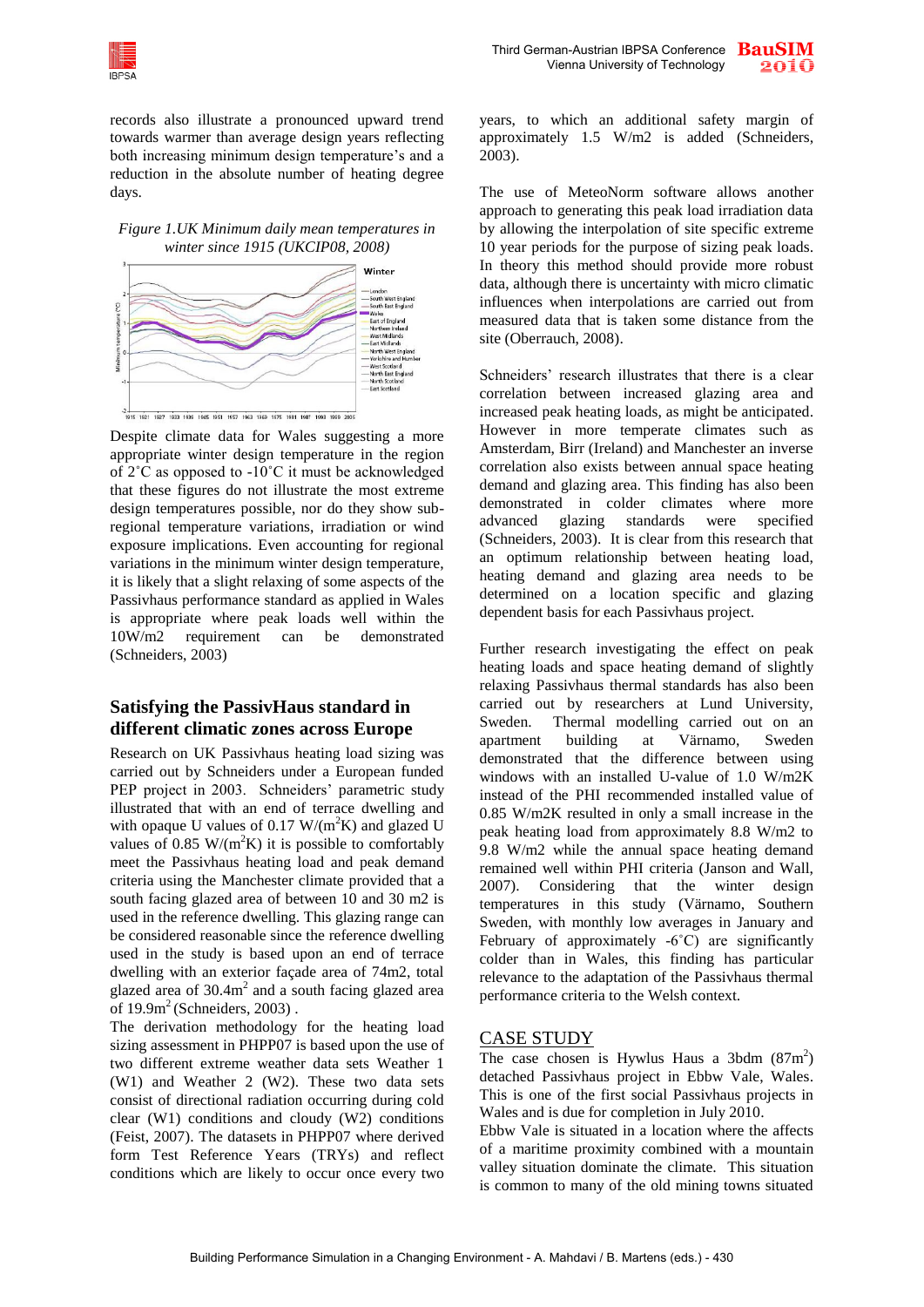records also illustrate a pronounced upward trend towards warmer than average design years reflecting both increasing minimum design temperature's and a reduction in the absolute number of heating degree days.

*Figure 1.UK Minimum daily mean temperatures in winter since 1915 (UKCIP08, 2008)*

Despite climate data for Wales suggesting a more appropriate winter design temperature in the region of 2˚C as opposed to -10˚C it must be acknowledged that these figures do not illustrate the most extreme design temperatures possible, nor do they show sub-regional temperature variations, irradiation or wind exposure implications. Even accounting for regional variations in the minimum winter design temperature, it is likely that a slight relaxing of some aspects of the Passivhaus performance standard as applied in Wales is appropriate where peak loads well within the 10W/m2 requirement can be demonstrated (Schneiders, 2003)

## Satisfying the PassivHaus standard in different climatic zones across Europe

Research on UK Passivhaus heating load sizing was carried out by Schneiders under a European funded PEP project in 2003. Schneiders' parametric study illustrated that with an end of terrace dwelling and with opaque U values of 0.17 W/(m$^2$K) and glazed U values of 0.85 W/(m$^2$K) it is possible to comfortably meet the Passivhaus heating load and peak demand criteria using the Manchester climate provided that a south facing glazed area of between 10 and 30 m2 is used in the reference dwelling. This glazing range can be considered reasonable since the reference dwelling used in the study is based upon an end of terrace dwelling with an exterior façade area of 74m2, total glazed area of 30.4m$^2$ and a south facing glazed area of 19.9m$^2$ (Schneiders, 2003) .

The derivation methodology for the heating load sizing assessment in PHPP07 is based upon the use of two different extreme weather data sets Weather 1 (W1) and Weather 2 (W2). These two data sets consist of directional radiation occurring during cold clear (W1) conditions and cloudy (W2) conditions (Feist, 2007). The datasets in PHPP07 where derived form Test Reference Years (TRYs) and reflect conditions which are likely to occur once every two years, to which an additional safety margin of approximately 1.5 W/m2 is added (Schneiders, 2003).

The use of MeteoNorm software allows another approach to generating this peak load irradiation data by allowing the interpolation of site specific extreme 10 year periods for the purpose of sizing peak loads. In theory this method should provide more robust data, although there is uncertainty with micro climatic influences when interpolations are carried out from measured data that is taken some distance from the site (Oberrauch, 2008).

Schneiders' research illustrates that there is a clear correlation between increased glazing area and increased peak heating loads, as might be anticipated. However in more temperate climates such as Amsterdam, Birr (Ireland) and Manchester an inverse correlation also exists between annual space heating demand and glazing area. This finding has also been demonstrated in colder climates where more advanced glazing standards were specified (Schneiders, 2003). It is clear from this research that an optimum relationship between heating load, heating demand and glazing area needs to be determined on a location specific and glazing dependent basis for each Passivhaus project.

Further research investigating the effect on peak heating loads and space heating demand of slightly relaxing Passivhaus thermal standards has also been carried out by researchers at Lund University, Sweden. Thermal modelling carried out on an apartment building at Värnamo, Sweden demonstrated that the difference between using windows with an installed U-value of 1.0 W/m2K instead of the PHI recommended installed value of 0.85 W/m2K resulted in only a small increase in the peak heating load from approximately 8.8 W/m2 to 9.8 W/m2 while the annual space heating demand remained well within PHI criteria (Janson and Wall, 2007). Considering that the winter design temperatures in this study (Värnamo, Southern Sweden, with monthly low averages in January and February of approximately -6˚C) are significantly colder than in Wales, this finding has particular relevance to the adaptation of the Passivhaus thermal performance criteria to the Welsh context.

## CASE STUDY

The case chosen is Hywlus Haus a 3bdm (87m$^2$) detached Passivhaus project in Ebbw Vale, Wales. This is one of the first social Passivhaus projects in Wales and is due for completion in July 2010.

Ebbw Vale is situated in a location where the affects of a maritime proximity combined with a mountain valley situation dominate the climate. This situation is common to many of the old mining towns situated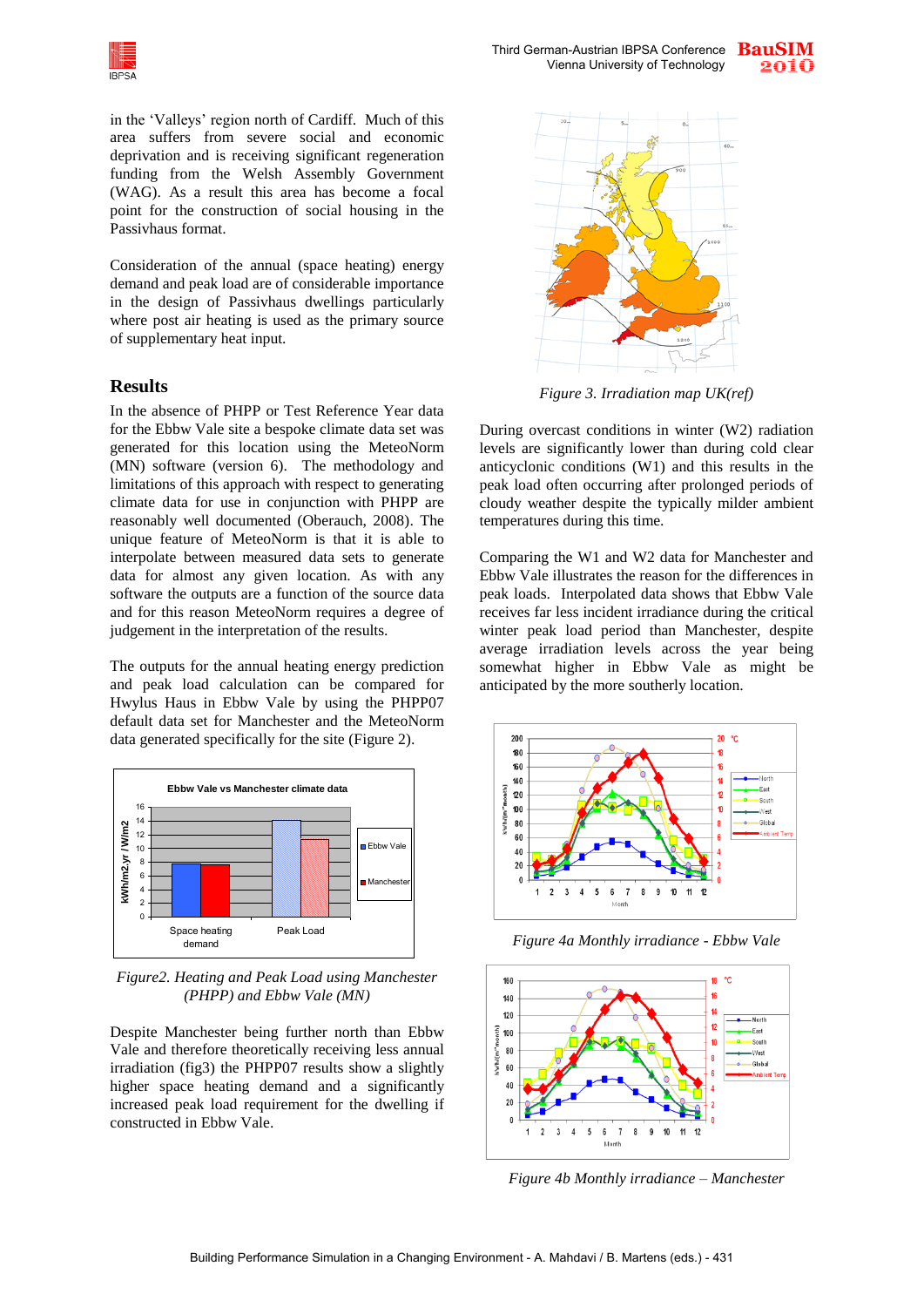in the 'Valleys' region north of Cardiff. Much of this area suffers from severe social and economic deprivation and is receiving significant regeneration funding from the Welsh Assembly Government (WAG). As a result this area has become a focal point for the construction of social housing in the Passivhaus format.

Consideration of the annual (space heating) energy demand and peak load are of considerable importance in the design of Passivhaus dwellings particularly where post air heating is used as the primary source of supplementary heat input.

## Results

In the absence of PHPP or Test Reference Year data for the Ebbw Vale site a bespoke climate data set was generated for this location using the MeteoNorm (MN) software (version 6). The methodology and limitations of this approach with respect to generating climate data for use in conjunction with PHPP are reasonably well documented (Oberauch, 2008). The unique feature of MeteoNorm is that it is able to interpolate between measured data sets to generate data for almost any given location. As with any software the outputs are a function of the source data and for this reason MeteoNorm requires a degree of judgement in the interpretation of the results.

The outputs for the annual heating energy prediction and peak load calculation can be compared for Hwylus Haus in Ebbw Vale by using the PHPP07 default data set for Manchester and the MeteoNorm data generated specifically for the site (Figure 2).

*Figure2. Heating and Peak Load using Manchester (PHPP) and Ebbw Vale (MN)*

Despite Manchester being further north than Ebbw Vale and therefore theoretically receiving less annual irradiation (fig3) the PHPP07 results show a slightly higher space heating demand and a significantly increased peak load requirement for the dwelling if constructed in Ebbw Vale.

*Figure 3. Irradiation map UK(ref)*

During overcast conditions in winter (W2) radiation levels are significantly lower than during cold clear anticyclonic conditions (W1) and this results in the peak load often occurring after prolonged periods of cloudy weather despite the typically milder ambient temperatures during this time.

Comparing the W1 and W2 data for Manchester and Ebbw Vale illustrates the reason for the differences in peak loads. Interpolated data shows that Ebbw Vale receives far less incident irradiance during the critical winter peak load period than Manchester, despite average irradiation levels across the year being somewhat higher in Ebbw Vale as might be anticipated by the more southerly location.

*Figure 4a Monthly irradiance - Ebbw Vale*

*Figure 4b Monthly irradiance – Manchester*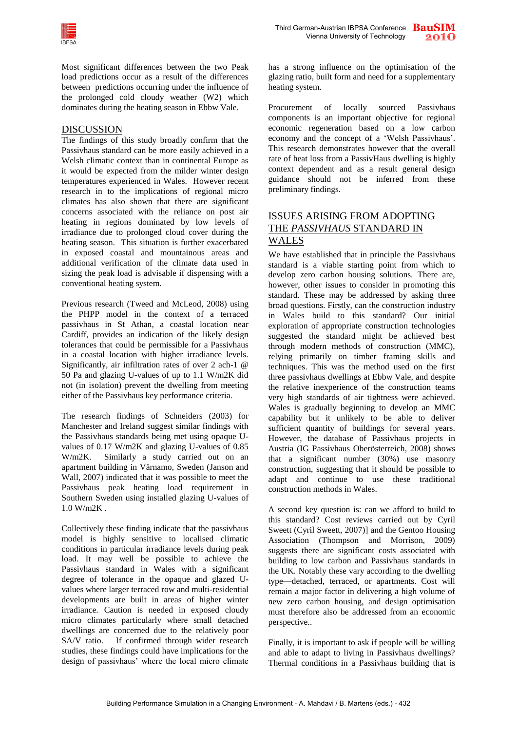Most significant differences between the two Peak load predictions occur as a result of the differences between predictions occurring under the influence of the prolonged cold cloudy weather (W2) which dominates during the heating season in Ebbw Vale.

## DISCUSSION

The findings of this study broadly confirm that the Passivhaus standard can be more easily achieved in a Welsh climatic context than in continental Europe as it would be expected from the milder winter design temperatures experienced in Wales. However recent research in to the implications of regional micro climates has also shown that there are significant concerns associated with the reliance on post air heating in regions dominated by low levels of irradiance due to prolonged cloud cover during the heating season. This situation is further exacerbated in exposed coastal and mountainous areas and additional verification of the climate data used in sizing the peak load is advisable if dispensing with a conventional heating system.

Previous research (Tweed and McLeod, 2008) using the PHPP model in the context of a terraced passivhaus in St Athan, a coastal location near Cardiff, provides an indication of the likely design tolerances that could be permissible for a Passivhaus in a coastal location with higher irradiance levels. Significantly, air infiltration rates of over 2 ach-1 @ 50 Pa and glazing U-values of up to 1.1 W/m2K did not (in isolation) prevent the dwelling from meeting either of the Passivhaus key performance criteria.

The research findings of Schneiders (2003) for Manchester and Ireland suggest similar findings with the Passivhaus standards being met using opaque U-values of 0.17 W/m2K and glazing U-values of 0.85 W/m2K. Similarly a study carried out on an apartment building in Värnamo, Sweden (Janson and Wall, 2007) indicated that it was possible to meet the Passivhaus peak heating load requirement in Southern Sweden using installed glazing U-values of 1.0 W/m2K .

Collectively these finding indicate that the passivhaus model is highly sensitive to localised climatic conditions in particular irradiance levels during peak load. It may well be possible to achieve the Passivhaus standard in Wales with a significant degree of tolerance in the opaque and glazed U-values where larger terraced row and multi-residential developments are built in areas of higher winter irradiance. Caution is needed in exposed cloudy micro climates particularly where small detached dwellings are concerned due to the relatively poor SA/V ratio. If confirmed through wider research studies, these findings could have implications for the design of passivhaus' where the local micro climate has a strong influence on the optimisation of the glazing ratio, built form and need for a supplementary heating system.

Procurement of locally sourced Passivhaus components is an important objective for regional economic regeneration based on a low carbon economy and the concept of a 'Welsh Passivhaus'. This research demonstrates however that the overall rate of heat loss from a PassivHaus dwelling is highly context dependent and as a result general design guidance should not be inferred from these preliminary findings.

## ISSUES ARISING FROM ADOPTING THE *PASSIVHAUS* STANDARD IN WALES

We have established that in principle the Passivhaus standard is a viable starting point from which to develop zero carbon housing solutions. There are, however, other issues to consider in promoting this standard. These may be addressed by asking three broad questions. Firstly, can the construction industry in Wales build to this standard? Our initial exploration of appropriate construction technologies suggested the standard might be achieved best through modern methods of construction (MMC), relying primarily on timber framing skills and techniques. This was the method used on the first three passivhaus dwellings at Ebbw Vale, and despite the relative inexperience of the construction teams very high standards of air tightness were achieved. Wales is gradually beginning to develop an MMC capability but it unlikely to be able to deliver sufficient quantity of buildings for several years. However, the database of Passivhaus projects in Austria (IG Passivhaus Oberösterreich, 2008) shows that a significant number (30%) use masonry construction, suggesting that it should be possible to adapt and continue to use these traditional construction methods in Wales.

A second key question is: can we afford to build to this standard? Cost reviews carried out by Cyril Sweett (Cyril Sweett, 2007)] and the Gentoo Housing Association (Thompson and Morrison, 2009) suggests there are significant costs associated with building to low carbon and Passivhaus standards in the UK. Notably these vary according to the dwelling type—detached, terraced, or apartments. Cost will remain a major factor in delivering a high volume of new zero carbon housing, and design optimisation must therefore also be addressed from an economic perspective..

Finally, it is important to ask if people will be willing and able to adapt to living in Passivhaus dwellings? Thermal conditions in a Passivhaus building that is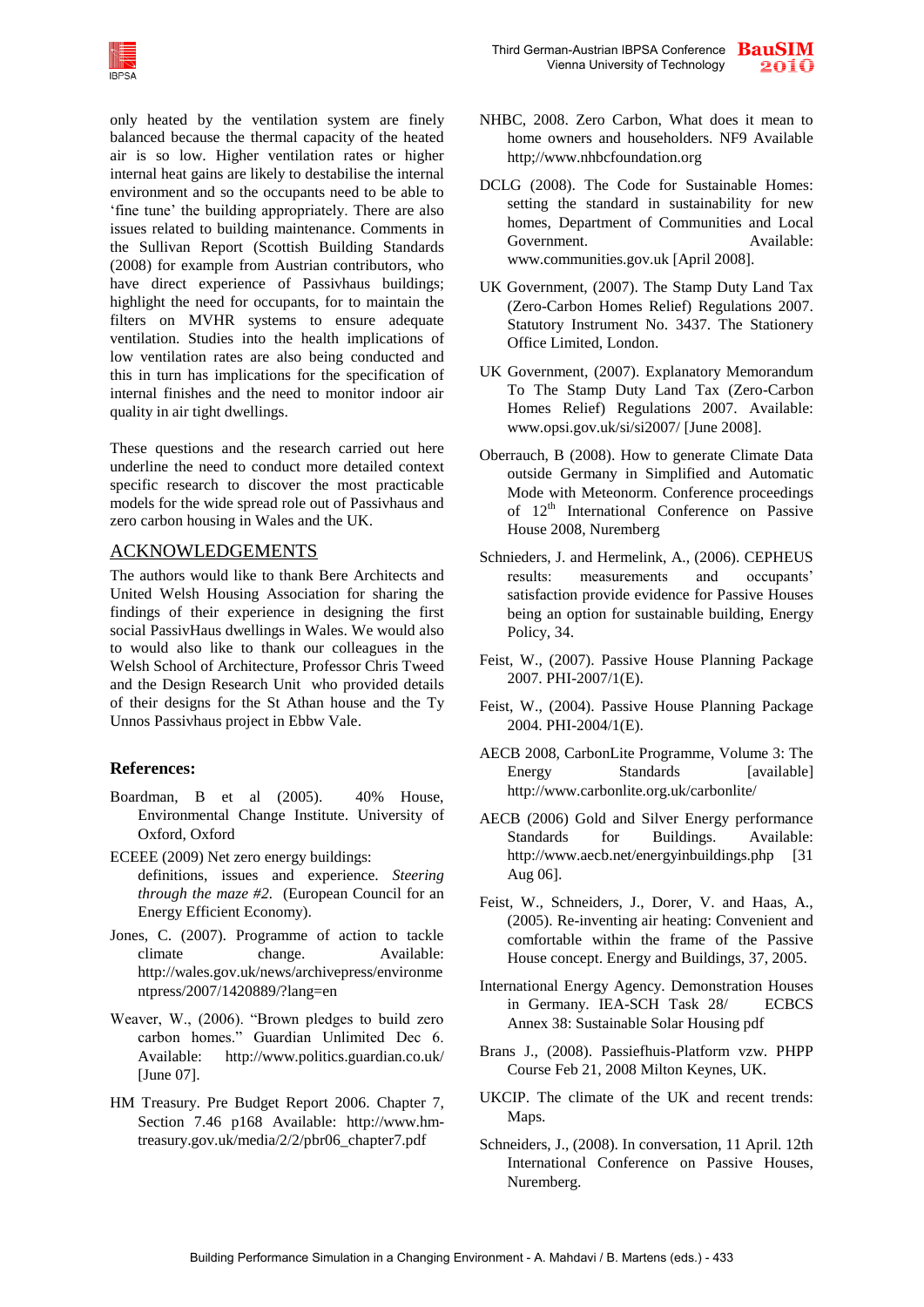only heated by the ventilation system are finely balanced because the thermal capacity of the heated air is so low. Higher ventilation rates or higher internal heat gains are likely to destabilise the internal environment and so the occupants need to be able to 'fine tune' the building appropriately. There are also issues related to building maintenance. Comments in the Sullivan Report (Scottish Building Standards (2008) for example from Austrian contributors, who have direct experience of Passivhaus buildings; highlight the need for occupants, for to maintain the filters on MVHR systems to ensure adequate ventilation. Studies into the health implications of low ventilation rates are also being conducted and this in turn has implications for the specification of internal finishes and the need to monitor indoor air quality in air tight dwellings.

These questions and the research carried out here underline the need to conduct more detailed context specific research to discover the most practicable models for the wide spread role out of Passivhaus and zero carbon housing in Wales and the UK.

## ACKNOWLEDGEMENTS

The authors would like to thank Bere Architects and United Welsh Housing Association for sharing the findings of their experience in designing the first social PassivHaus dwellings in Wales. We would also to would also like to thank our colleagues in the Welsh School of Architecture, Professor Chris Tweed and the Design Research Unit who provided details of their designs for the St Athan house and the Ty Unnos Passivhaus project in Ebbw Vale.

### References:

Boardman, B et al (2005). 40% House, Environmental Change Institute. University of Oxford, Oxford

ECEEE (2009) Net zero energy buildings: definitions, issues and experience. *Steering through the maze #2.* (European Council for an Energy Efficient Economy).

Jones, C. (2007). Programme of action to tackle climate change. Available: http://wales.gov.uk/news/archivepress/environmentpress/2007/1420889/?lang=en

Weaver, W., (2006). "Brown pledges to build zero carbon homes." Guardian Unlimited Dec 6. Available: http://www.politics.guardian.co.uk/ [June 07].

HM Treasury. Pre Budget Report 2006. Chapter 7, Section 7.46 p168 Available: http://www.hm-treasury.gov.uk/media/2/2/pbr06_chapter7.pdf

NHBC, 2008. Zero Carbon, What does it mean to home owners and householders. NF9 Available http;//www.nhbcfoundation.org

DCLG (2008). The Code for Sustainable Homes: setting the standard in sustainability for new homes, Department of Communities and Local Government. Available: www.communities.gov.uk [April 2008].

UK Government, (2007). The Stamp Duty Land Tax (Zero-Carbon Homes Relief) Regulations 2007. Statutory Instrument No. 3437. The Stationery Office Limited, London.

UK Government, (2007). Explanatory Memorandum To The Stamp Duty Land Tax (Zero-Carbon Homes Relief) Regulations 2007. Available: www.opsi.gov.uk/si/si2007/ [June 2008].

Oberrauch, B (2008). How to generate Climate Data outside Germany in Simplified and Automatic Mode with Meteonorm. Conference proceedings of 12th International Conference on Passive House 2008, Nuremberg

Schnieders, J. and Hermelink, A., (2006). CEPHEUS results: measurements and occupants' satisfaction provide evidence for Passive Houses being an option for sustainable building, Energy Policy, 34.

Feist, W., (2007). Passive House Planning Package 2007. PHI-2007/1(E).

Feist, W., (2004). Passive House Planning Package 2004. PHI-2004/1(E).

AECB 2008, CarbonLite Programme, Volume 3: The Energy Standards [available] http://www.carbonlite.org.uk/carbonlite/

AECB (2006) Gold and Silver Energy performance Standards for Buildings. Available: http://www.aecb.net/energyinbuildings.php [31 Aug 06].

Feist, W., Schneiders, J., Dorer, V. and Haas, A., (2005). Re-inventing air heating: Convenient and comfortable within the frame of the Passive House concept. Energy and Buildings, 37, 2005.

International Energy Agency. Demonstration Houses in Germany. IEA-SCH Task 28/ ECBCS Annex 38: Sustainable Solar Housing pdf

Brans J., (2008). Passiefhuis-Platform vzw. PHPP Course Feb 21, 2008 Milton Keynes, UK.

UKCIP. The climate of the UK and recent trends: Maps.

Schneiders, J., (2008). In conversation, 11 April. 12th International Conference on Passive Houses, Nuremberg.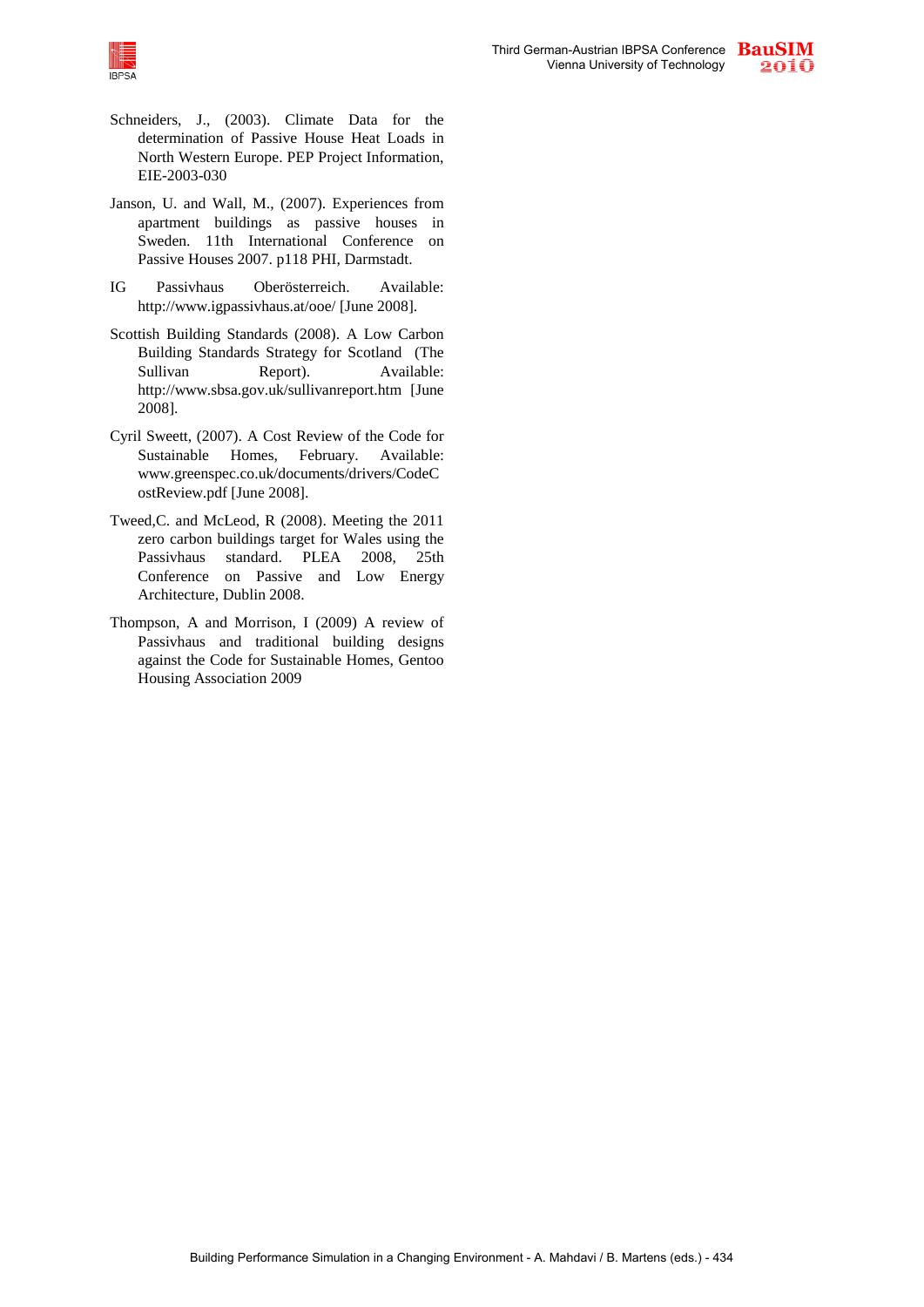Schneiders, J., (2003). Climate Data for the determination of Passive House Heat Loads in North Western Europe. PEP Project Information, EIE-2003-030

Janson, U. and Wall, M., (2007). Experiences from apartment buildings as passive houses in Sweden. 11th International Conference on Passive Houses 2007. p118 PHI, Darmstadt.

IG Passivhaus Oberösterreich. Available: http://www.igpassivhaus.at/ooe/ [June 2008].

Scottish Building Standards (2008). A Low Carbon Building Standards Strategy for Scotland (The Sullivan Report). Available: http://www.sbsa.gov.uk/sullivanreport.htm [June 2008].

Cyril Sweett, (2007). A Cost Review of the Code for Sustainable Homes, February. Available: www.greenspec.co.uk/documents/drivers/CodeCostReview.pdf [June 2008].

Tweed,C. and McLeod, R (2008). Meeting the 2011 zero carbon buildings target for Wales using the Passivhaus standard. PLEA 2008, 25th Conference on Passive and Low Energy Architecture, Dublin 2008.

Thompson, A and Morrison, I (2009) A review of Passivhaus and traditional building designs against the Code for Sustainable Homes, Gentoo Housing Association 2009